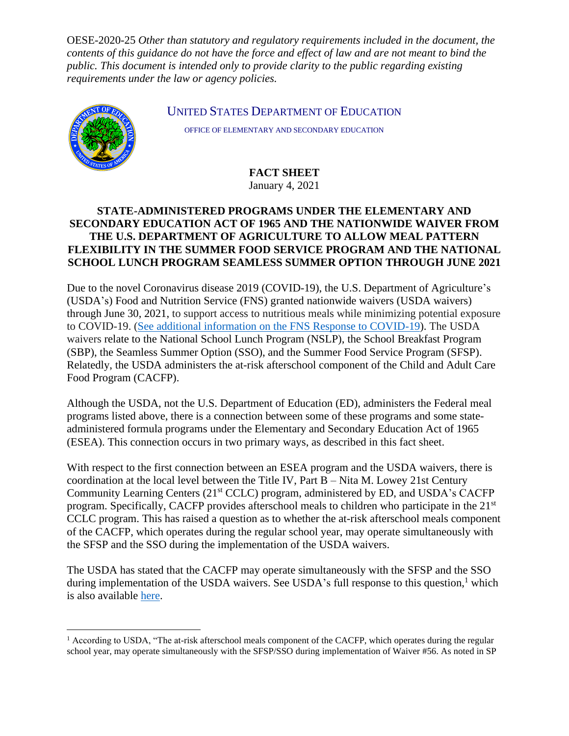OESE-2020-25 *Other than statutory and regulatory requirements included in the document, the contents of this guidance do not have the force and effect of law and are not meant to bind the public. This document is intended only to provide clarity to the public regarding existing requirements under the law or agency policies.*

UNITED STATES DEPARTMENT OF EDUCATION

OFFICE OF ELEMENTARY AND SECONDARY EDUCATION

**FACT SHEET**

January 4, 2021

## STATE-ADMINISTERED PROGRAMS UNDER THE ELEMENTARY AND SECONDARY EDUCATION ACT OF 1965 AND THE NATIONWIDE WAIVER FROM THE U.S. DEPARTMENT OF AGRICULTURE TO ALLOW MEAL PATTERN FLEXIBILITY IN THE SUMMER FOOD SERVICE PROGRAM AND THE NATIONAL SCHOOL LUNCH PROGRAM SEAMLESS SUMMER OPTION THROUGH JUNE 2021

Due to the novel Coronavirus disease 2019 (COVID-19), the U.S. Department of Agriculture's (USDA's) Food and Nutrition Service (FNS) granted nationwide waivers (USDA waivers) through June 30, 2021, to support access to nutritious meals while minimizing potential exposure to COVID-19. (See additional information on the FNS Response to COVID-19). The USDA waivers relate to the National School Lunch Program (NSLP), the School Breakfast Program (SBP), the Seamless Summer Option (SSO), and the Summer Food Service Program (SFSP). Relatedly, the USDA administers the at-risk afterschool component of the Child and Adult Care Food Program (CACFP).

Although the USDA, not the U.S. Department of Education (ED), administers the Federal meal programs listed above, there is a connection between some of these programs and some state-administered formula programs under the Elementary and Secondary Education Act of 1965 (ESEA). This connection occurs in two primary ways, as described in this fact sheet.

With respect to the first connection between an ESEA program and the USDA waivers, there is coordination at the local level between the Title IV, Part B – Nita M. Lowey 21st Century Community Learning Centers (21st CCLC) program, administered by ED, and USDA's CACFP program. Specifically, CACFP provides afterschool meals to children who participate in the 21st CCLC program. This has raised a question as to whether the at-risk afterschool meals component of the CACFP, which operates during the regular school year, may operate simultaneously with the SFSP and the SSO during the implementation of the USDA waivers.

The USDA has stated that the CACFP may operate simultaneously with the SFSP and the SSO during implementation of the USDA waivers. See USDA's full response to this question,[1] which is also available here.

---

[1] According to USDA, "The at-risk afterschool meals component of the CACFP, which operates during the regular school year, may operate simultaneously with the SFSP/SSO during implementation of Waiver #56. As noted in SP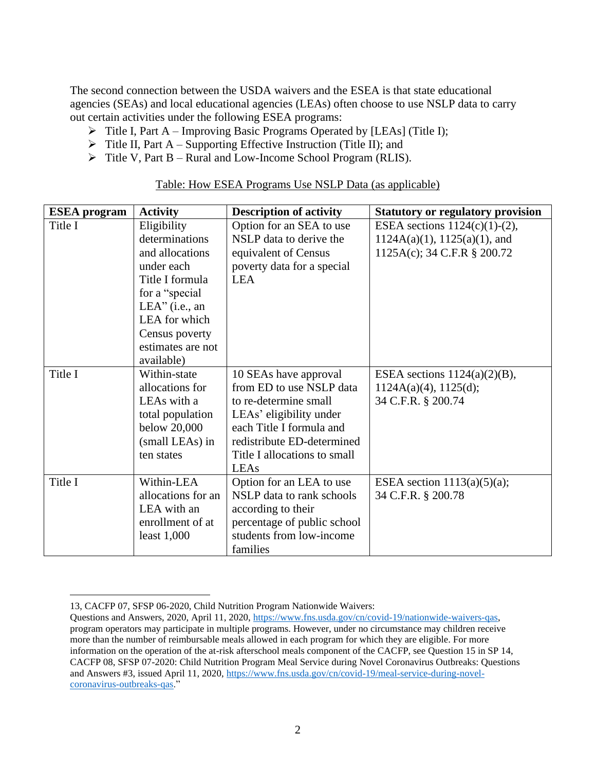The second connection between the USDA waivers and the ESEA is that state educational agencies (SEAs) and local educational agencies (LEAs) often choose to use NSLP data to carry out certain activities under the following ESEA programs:

- Title I, Part A – Improving Basic Programs Operated by [LEAs] (Title I);
- Title II, Part A – Supporting Effective Instruction (Title II); and
- Title V, Part B – Rural and Low-Income School Program (RLIS).

Table: How ESEA Programs Use NSLP Data (as applicable)

| ESEA program | Activity | Description of activity | Statutory or regulatory provision |
|---|---|---|---|
| Title I | Eligibility determinations and allocations under each Title I formula for a "special LEA" (i.e., an LEA for which Census poverty estimates are not available) | Option for an SEA to use NSLP data to derive the equivalent of Census poverty data for a special LEA | ESEA sections 1124(c)(1)-(2), 1124A(a)(1), 1125(a)(1), and 1125A(c); 34 C.F.R § 200.72 |
| Title I | Within-state allocations for LEAs with a total population below 20,000 (small LEAs) in ten states | 10 SEAs have approval from ED to use NSLP data to re-determine small LEAs' eligibility under each Title I formula and redistribute ED-determined Title I allocations to small LEAs | ESEA sections 1124(a)(2)(B), 1124A(a)(4), 1125(d); 34 C.F.R. § 200.74 |
| Title I | Within-LEA allocations for an LEA with an enrollment of at least 1,000 | Option for an LEA to use NSLP data to rank schools according to their percentage of public school students from low-income families | ESEA section 1113(a)(5)(a); 34 C.F.R. § 200.78 |

13, CACFP 07, SFSP 06-2020, Child Nutrition Program Nationwide Waivers: Questions and Answers, 2020, April 11, 2020, https://www.fns.usda.gov/cn/covid-19/nationwide-waivers-qas, program operators may participate in multiple programs. However, under no circumstance may children receive more than the number of reimbursable meals allowed in each program for which they are eligible. For more information on the operation of the at-risk afterschool meals component of the CACFP, see Question 15 in SP 14, CACFP 08, SFSP 07-2020: Child Nutrition Program Meal Service during Novel Coronavirus Outbreaks: Questions and Answers #3, issued April 11, 2020, https://www.fns.usda.gov/cn/covid-19/meal-service-during-novel-coronavirus-outbreaks-qas."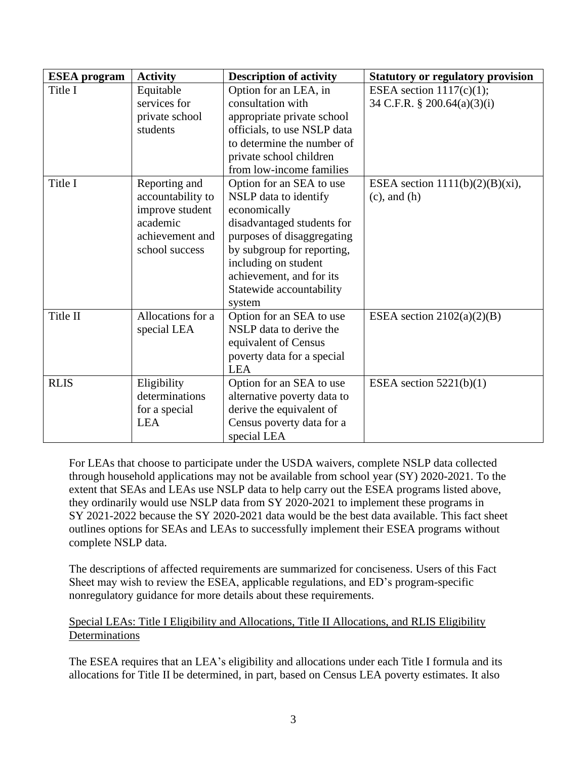| ESEA program | Activity | Description of activity | Statutory or regulatory provision |
|---|---|---|---|
| Title I | Equitable services for private school students | Option for an LEA, in consultation with appropriate private school officials, to use NSLP data to determine the number of private school children from low-income families | ESEA section 1117(c)(1); 34 C.F.R. § 200.64(a)(3)(i) |
| Title I | Reporting and accountability to improve student academic achievement and school success | Option for an SEA to use NSLP data to identify economically disadvantaged students for purposes of disaggregating by subgroup for reporting, including on student achievement, and for its Statewide accountability system | ESEA section 1111(b)(2)(B)(xi), (c), and (h) |
| Title II | Allocations for a special LEA | Option for an SEA to use NSLP data to derive the equivalent of Census poverty data for a special LEA | ESEA section 2102(a)(2)(B) |
| RLIS | Eligibility determinations for a special LEA | Option for an SEA to use alternative poverty data to derive the equivalent of Census poverty data for a special LEA | ESEA section 5221(b)(1) |

For LEAs that choose to participate under the USDA waivers, complete NSLP data collected through household applications may not be available from school year (SY) 2020-2021. To the extent that SEAs and LEAs use NSLP data to help carry out the ESEA programs listed above, they ordinarily would use NSLP data from SY 2020-2021 to implement these programs in SY 2021-2022 because the SY 2020-2021 data would be the best data available. This fact sheet outlines options for SEAs and LEAs to successfully implement their ESEA programs without complete NSLP data.

The descriptions of affected requirements are summarized for conciseness. Users of this Fact Sheet may wish to review the ESEA, applicable regulations, and ED's program-specific nonregulatory guidance for more details about these requirements.

Special LEAs: Title I Eligibility and Allocations, Title II Allocations, and RLIS Eligibility Determinations

The ESEA requires that an LEA's eligibility and allocations under each Title I formula and its allocations for Title II be determined, in part, based on Census LEA poverty estimates. It also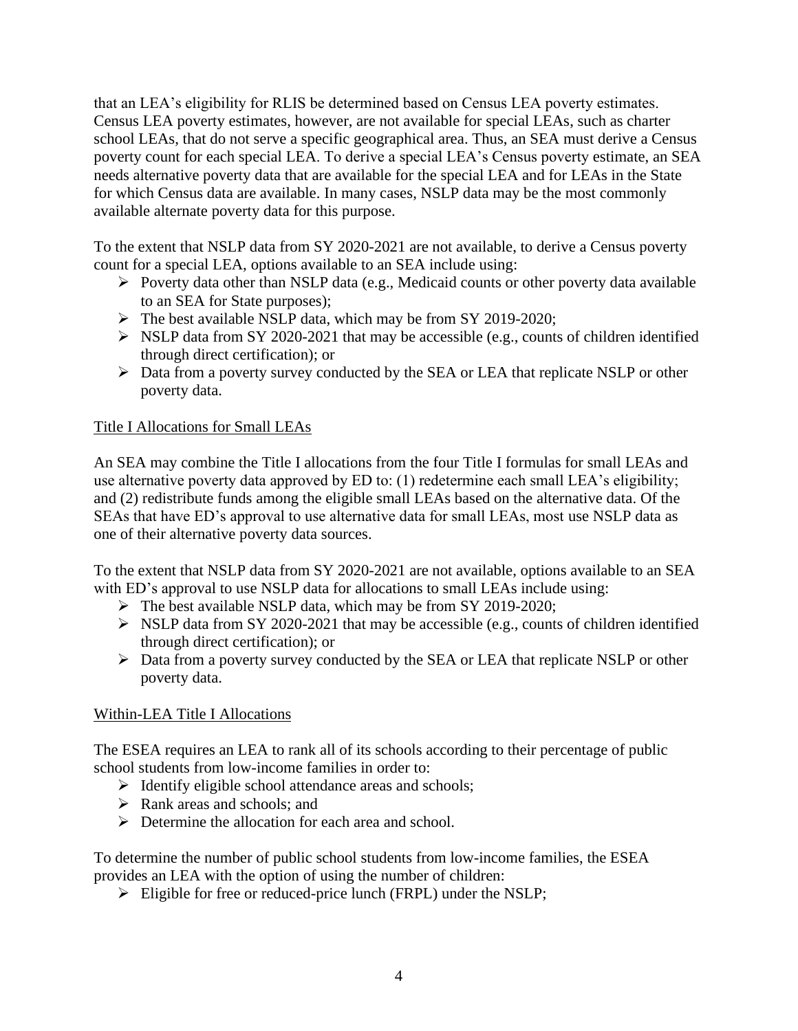that an LEA's eligibility for RLIS be determined based on Census LEA poverty estimates. Census LEA poverty estimates, however, are not available for special LEAs, such as charter school LEAs, that do not serve a specific geographical area. Thus, an SEA must derive a Census poverty count for each special LEA. To derive a special LEA's Census poverty estimate, an SEA needs alternative poverty data that are available for the special LEA and for LEAs in the State for which Census data are available. In many cases, NSLP data may be the most commonly available alternate poverty data for this purpose.

To the extent that NSLP data from SY 2020-2021 are not available, to derive a Census poverty count for a special LEA, options available to an SEA include using:

- Poverty data other than NSLP data (e.g., Medicaid counts or other poverty data available to an SEA for State purposes);
- The best available NSLP data, which may be from SY 2019-2020;
- NSLP data from SY 2020-2021 that may be accessible (e.g., counts of children identified through direct certification); or
- Data from a poverty survey conducted by the SEA or LEA that replicate NSLP or other poverty data.

<u>Title I Allocations for Small LEAs</u>

An SEA may combine the Title I allocations from the four Title I formulas for small LEAs and use alternative poverty data approved by ED to: (1) redetermine each small LEA's eligibility; and (2) redistribute funds among the eligible small LEAs based on the alternative data. Of the SEAs that have ED's approval to use alternative data for small LEAs, most use NSLP data as one of their alternative poverty data sources.

To the extent that NSLP data from SY 2020-2021 are not available, options available to an SEA with ED's approval to use NSLP data for allocations to small LEAs include using:

- The best available NSLP data, which may be from SY 2019-2020;
- NSLP data from SY 2020-2021 that may be accessible (e.g., counts of children identified through direct certification); or
- Data from a poverty survey conducted by the SEA or LEA that replicate NSLP or other poverty data.

<u>Within-LEA Title I Allocations</u>

The ESEA requires an LEA to rank all of its schools according to their percentage of public school students from low-income families in order to:

- Identify eligible school attendance areas and schools;
- Rank areas and schools; and
- Determine the allocation for each area and school.

To determine the number of public school students from low-income families, the ESEA provides an LEA with the option of using the number of children:

- Eligible for free or reduced-price lunch (FRPL) under the NSLP;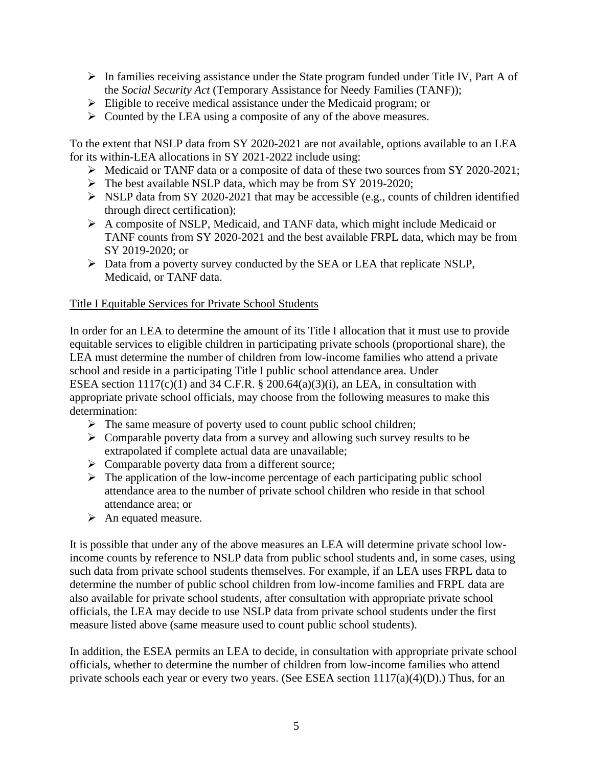- In families receiving assistance under the State program funded under Title IV, Part A of the *Social Security Act* (Temporary Assistance for Needy Families (TANF));
- Eligible to receive medical assistance under the Medicaid program; or
- Counted by the LEA using a composite of any of the above measures.

To the extent that NSLP data from SY 2020-2021 are not available, options available to an LEA for its within-LEA allocations in SY 2021-2022 include using:

- Medicaid or TANF data or a composite of data of these two sources from SY 2020-2021;
- The best available NSLP data, which may be from SY 2019-2020;
- NSLP data from SY 2020-2021 that may be accessible (e.g., counts of children identified through direct certification);
- A composite of NSLP, Medicaid, and TANF data, which might include Medicaid or TANF counts from SY 2020-2021 and the best available FRPL data, which may be from SY 2019-2020; or
- Data from a poverty survey conducted by the SEA or LEA that replicate NSLP, Medicaid, or TANF data.

<u>Title I Equitable Services for Private School Students</u>

In order for an LEA to determine the amount of its Title I allocation that it must use to provide equitable services to eligible children in participating private schools (proportional share), the LEA must determine the number of children from low-income families who attend a private school and reside in a participating Title I public school attendance area. Under ESEA section 1117(c)(1) and 34 C.F.R. § 200.64(a)(3)(i), an LEA, in consultation with appropriate private school officials, may choose from the following measures to make this determination:

- The same measure of poverty used to count public school children;
- Comparable poverty data from a survey and allowing such survey results to be extrapolated if complete actual data are unavailable;
- Comparable poverty data from a different source;
- The application of the low-income percentage of each participating public school attendance area to the number of private school children who reside in that school attendance area; or
- An equated measure.

It is possible that under any of the above measures an LEA will determine private school low-income counts by reference to NSLP data from public school students and, in some cases, using such data from private school students themselves. For example, if an LEA uses FRPL data to determine the number of public school children from low-income families and FRPL data are also available for private school students, after consultation with appropriate private school officials, the LEA may decide to use NSLP data from private school students under the first measure listed above (same measure used to count public school students).

In addition, the ESEA permits an LEA to decide, in consultation with appropriate private school officials, whether to determine the number of children from low-income families who attend private schools each year or every two years. (See ESEA section 1117(a)(4)(D).) Thus, for an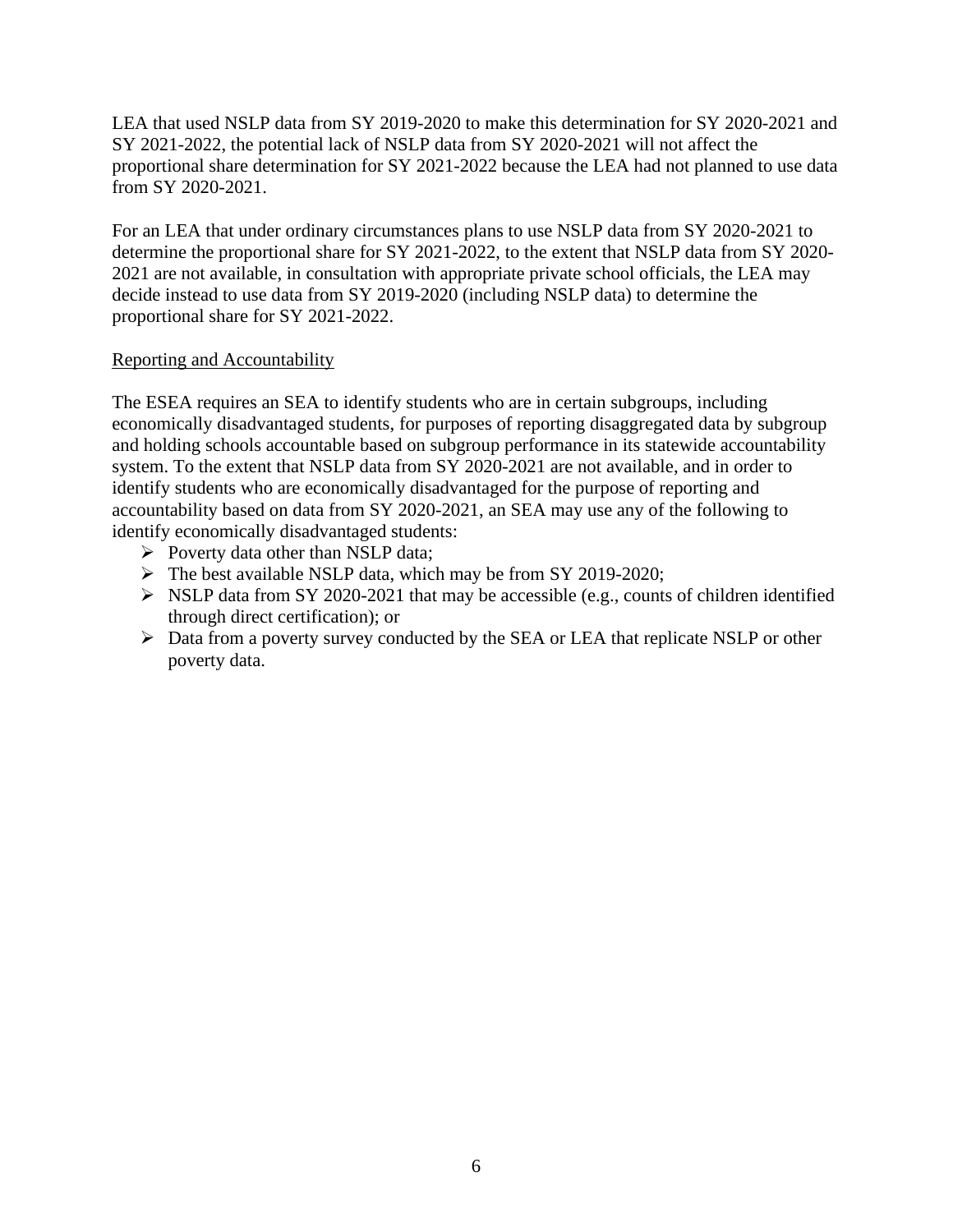LEA that used NSLP data from SY 2019-2020 to make this determination for SY 2020-2021 and SY 2021-2022, the potential lack of NSLP data from SY 2020-2021 will not affect the proportional share determination for SY 2021-2022 because the LEA had not planned to use data from SY 2020-2021.

For an LEA that under ordinary circumstances plans to use NSLP data from SY 2020-2021 to determine the proportional share for SY 2021-2022, to the extent that NSLP data from SY 2020-2021 are not available, in consultation with appropriate private school officials, the LEA may decide instead to use data from SY 2019-2020 (including NSLP data) to determine the proportional share for SY 2021-2022.

Reporting and Accountability

The ESEA requires an SEA to identify students who are in certain subgroups, including economically disadvantaged students, for purposes of reporting disaggregated data by subgroup and holding schools accountable based on subgroup performance in its statewide accountability system. To the extent that NSLP data from SY 2020-2021 are not available, and in order to identify students who are economically disadvantaged for the purpose of reporting and accountability based on data from SY 2020-2021, an SEA may use any of the following to identify economically disadvantaged students:

- Poverty data other than NSLP data;
- The best available NSLP data, which may be from SY 2019-2020;
- NSLP data from SY 2020-2021 that may be accessible (e.g., counts of children identified through direct certification); or
- Data from a poverty survey conducted by the SEA or LEA that replicate NSLP or other poverty data.